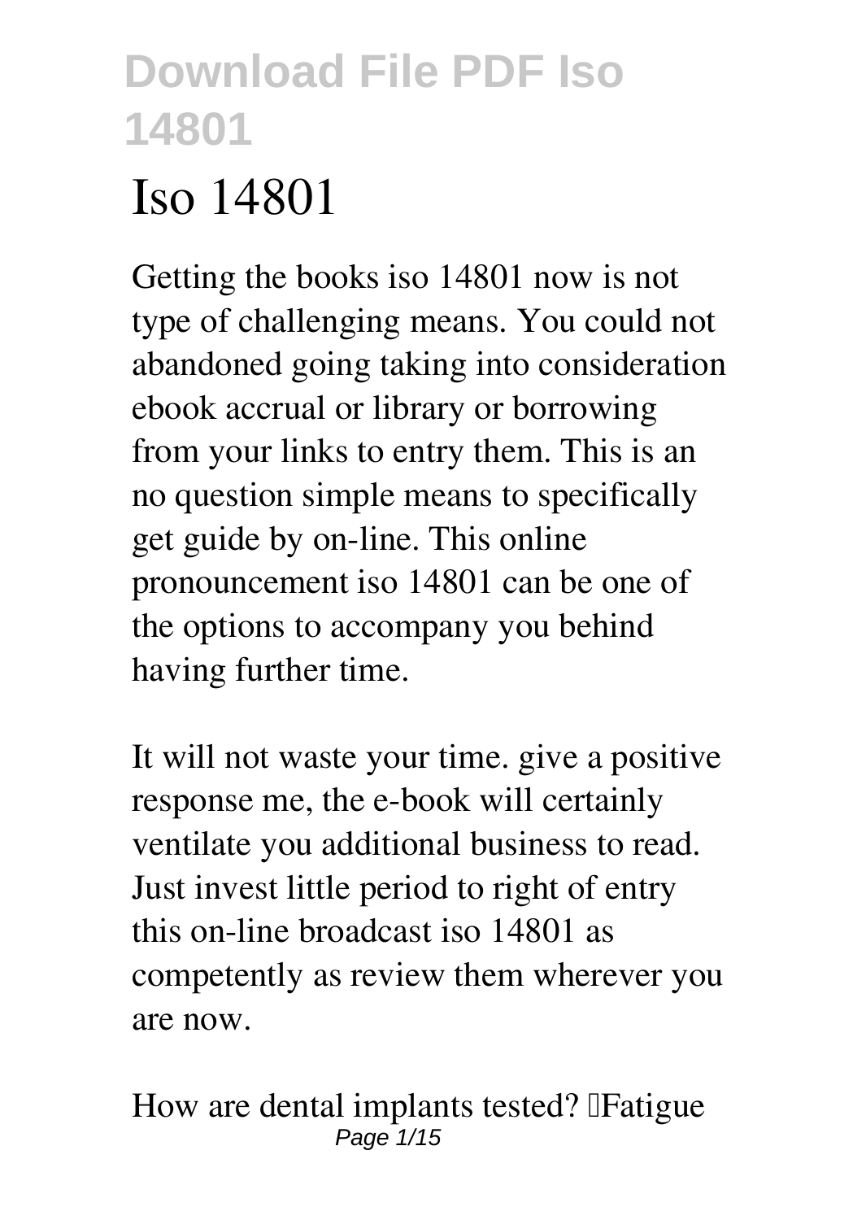# Download File PDF Iso 14801

# Iso 14801

Getting the books iso 14801 now is not type of challenging means. You could not abandoned going taking into consideration ebook accrual or library or borrowing from your links to entry them. This is an no question simple means to specifically get guide by on-line. This online pronouncement iso 14801 can be one of the options to accompany you behind having further time.

It will not waste your time. give a positive response me, the e-book will certainly ventilate you additional business to read. Just invest little period to right of entry this on-line broadcast iso 14801 as competently as review them wherever you are now.

How are dental implants tested? Fatigue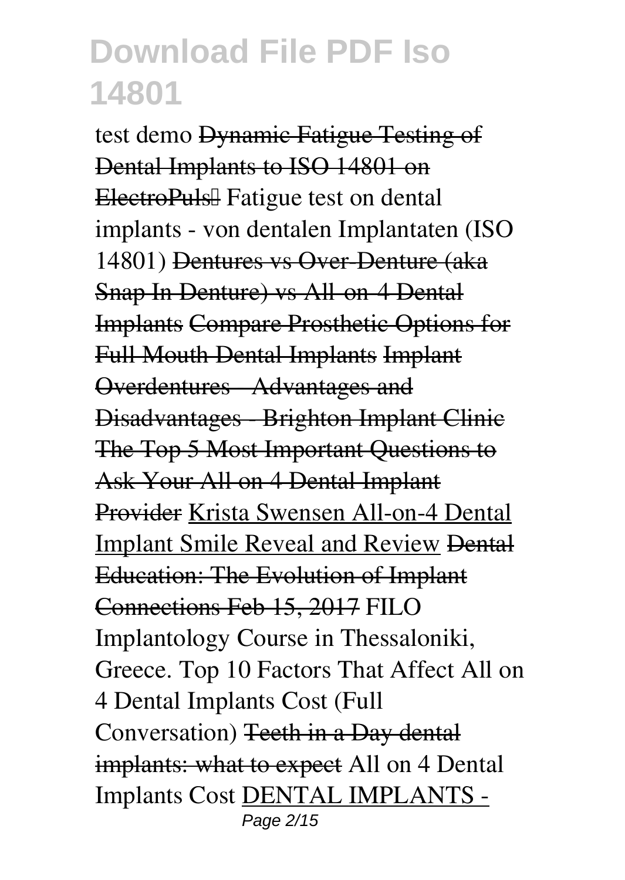test demo Dynamic Fatigue Testing of Dental Implants to ISO 14801 on ElectroPuls™ *Fatigue test on dental implants - von dentalen Implantaten (ISO 14801)* Dentures vs Over-Denture (aka Snap In Denture) vs All-on-4 Dental Implants Compare Prosthetic Options for Full Mouth Dental Implants Implant Overdentures - Advantages and Disadvantages - Brighton Implant Clinic The Top 5 Most Important Questions to Ask Your All on 4 Dental Implant Provider Krista Swensen All-on-4 Dental Implant Smile Reveal and Review Dental Education: The Evolution of Implant Connections Feb 15, 2017 *FILO Implantology Course in Thessaloniki, Greece. Top 10 Factors That Affect All on 4 Dental Implants Cost (Full Conversation)* Teeth in a Day dental implants: what to expect *All on 4 Dental Implants Cost* DENTAL IMPLANTS -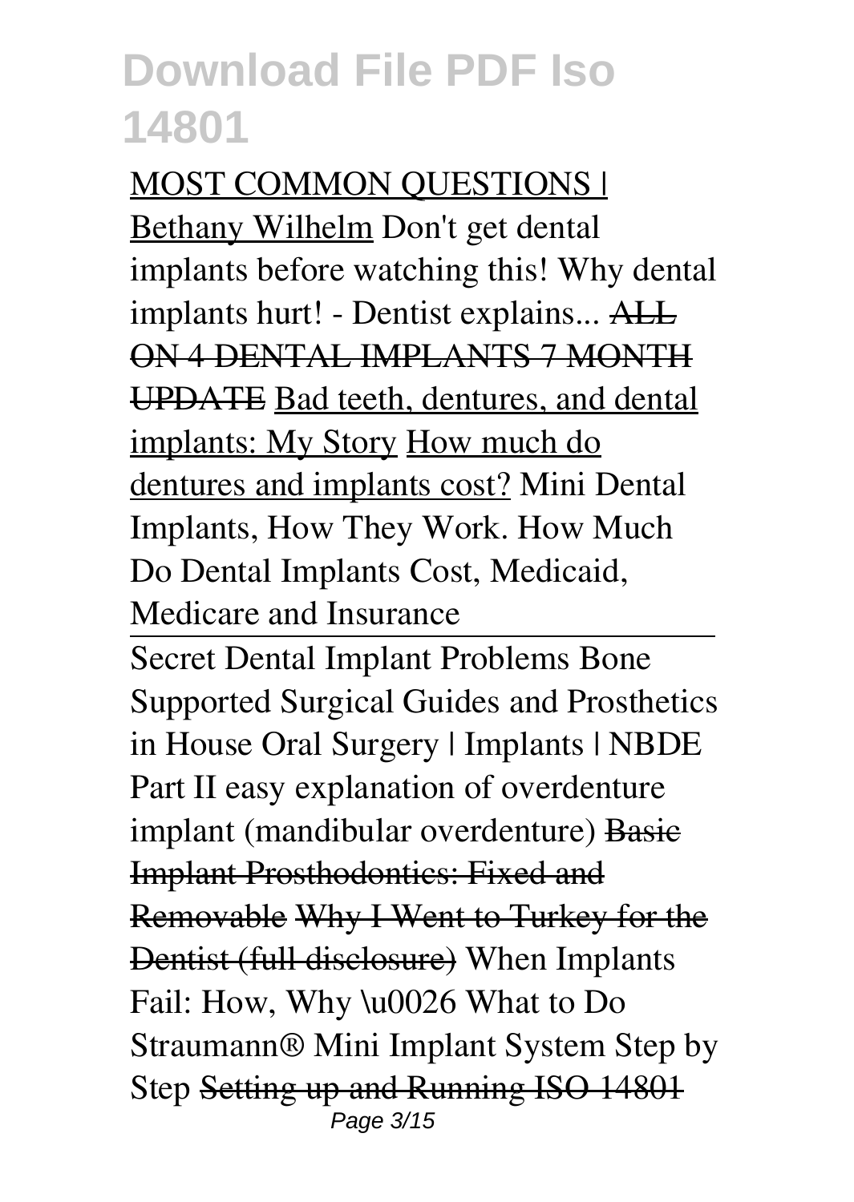MOST COMMON QUESTIONS | Bethany Wilhelm Don't get dental implants before watching this! Why dental implants hurt! - Dentist explains... ALL ON 4 DENTAL IMPLANTS 7 MONTH UPDATE Bad teeth, dentures, and dental implants: My Story How much do dentures and implants cost? Mini Dental Implants, How They Work. How Much Do Dental Implants Cost, Medicaid, Medicare and Insurance

Secret Dental Implant Problems Bone Supported Surgical Guides and Prosthetics in House Oral Surgery | Implants | NBDE Part II easy explanation of overdenture implant (mandibular overdenture) Basic Implant Prosthodontics: Fixed and Removable Why I Went to Turkey for the Dentist (full disclosure) When Implants Fail: How, Why \u0026 What to Do Straumann® Mini Implant System Step by Step Setting up and Running ISO 14801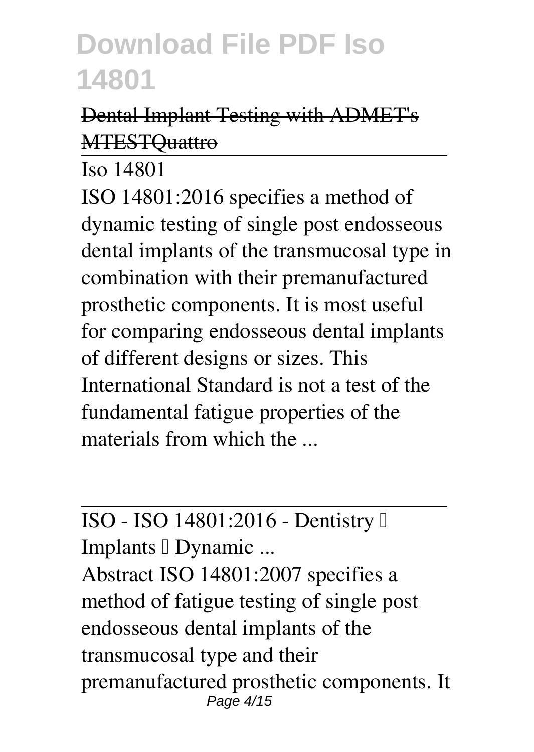# Download File PDF Iso 14801

~~Dental Implant Testing with ADMET's MTESTQuattro~~

---

Iso 14801

ISO 14801:2016 specifies a method of dynamic testing of single post endosseous dental implants of the transmucosal type in combination with their premanufactured prosthetic components. It is most useful for comparing endosseous dental implants of different designs or sizes. This International Standard is not a test of the fundamental fatigue properties of the materials from which the ...

---

ISO - ISO 14801:2016 - Dentistry — Implants — Dynamic ...

Abstract ISO 14801:2007 specifies a method of fatigue testing of single post endosseous dental implants of the transmucosal type and their premanufactured prosthetic components. It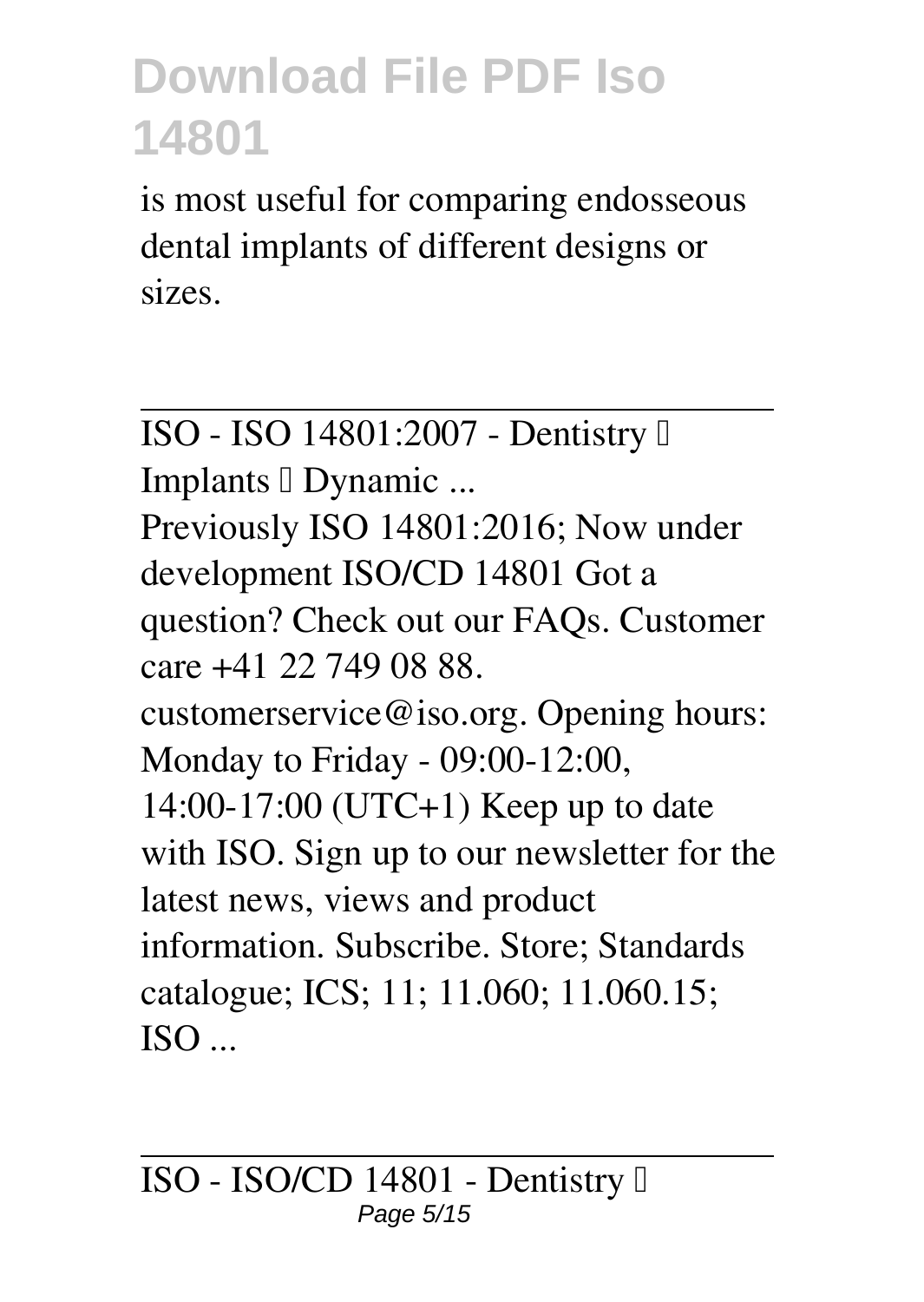is most useful for comparing endosseous dental implants of different designs or sizes.

ISO - ISO 14801:2007 - Dentistry — Implants — Dynamic ...

Previously ISO 14801:2016; Now under development ISO/CD 14801 Got a question? Check out our FAQs. Customer care +41 22 749 08 88. customerservice@iso.org. Opening hours: Monday to Friday - 09:00-12:00, 14:00-17:00 (UTC+1) Keep up to date with ISO. Sign up to our newsletter for the latest news, views and product information. Subscribe. Store; Standards catalogue; ICS; 11; 11.060; 11.060.15; ISO ...

ISO - ISO/CD 14801 - Dentistry —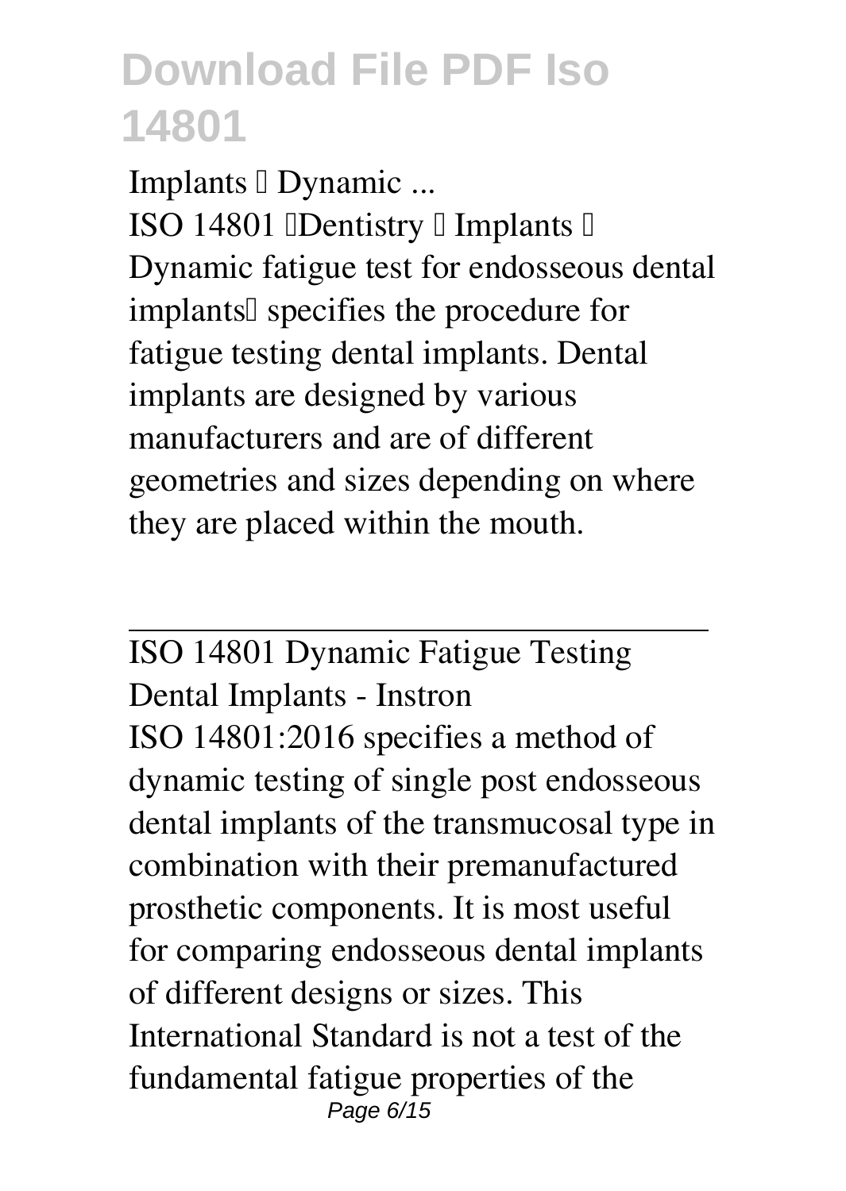Implants – Dynamic ...

ISO 14801 "Dentistry – Implants – Dynamic fatigue test for endosseous dental implants" specifies the procedure for fatigue testing dental implants. Dental implants are designed by various manufacturers and are of different geometries and sizes depending on where they are placed within the mouth.

---

ISO 14801 Dynamic Fatigue Testing Dental Implants - Instron

ISO 14801:2016 specifies a method of dynamic testing of single post endosseous dental implants of the transmucosal type in combination with their premanufactured prosthetic components. It is most useful for comparing endosseous dental implants of different designs or sizes. This International Standard is not a test of the fundamental fatigue properties of the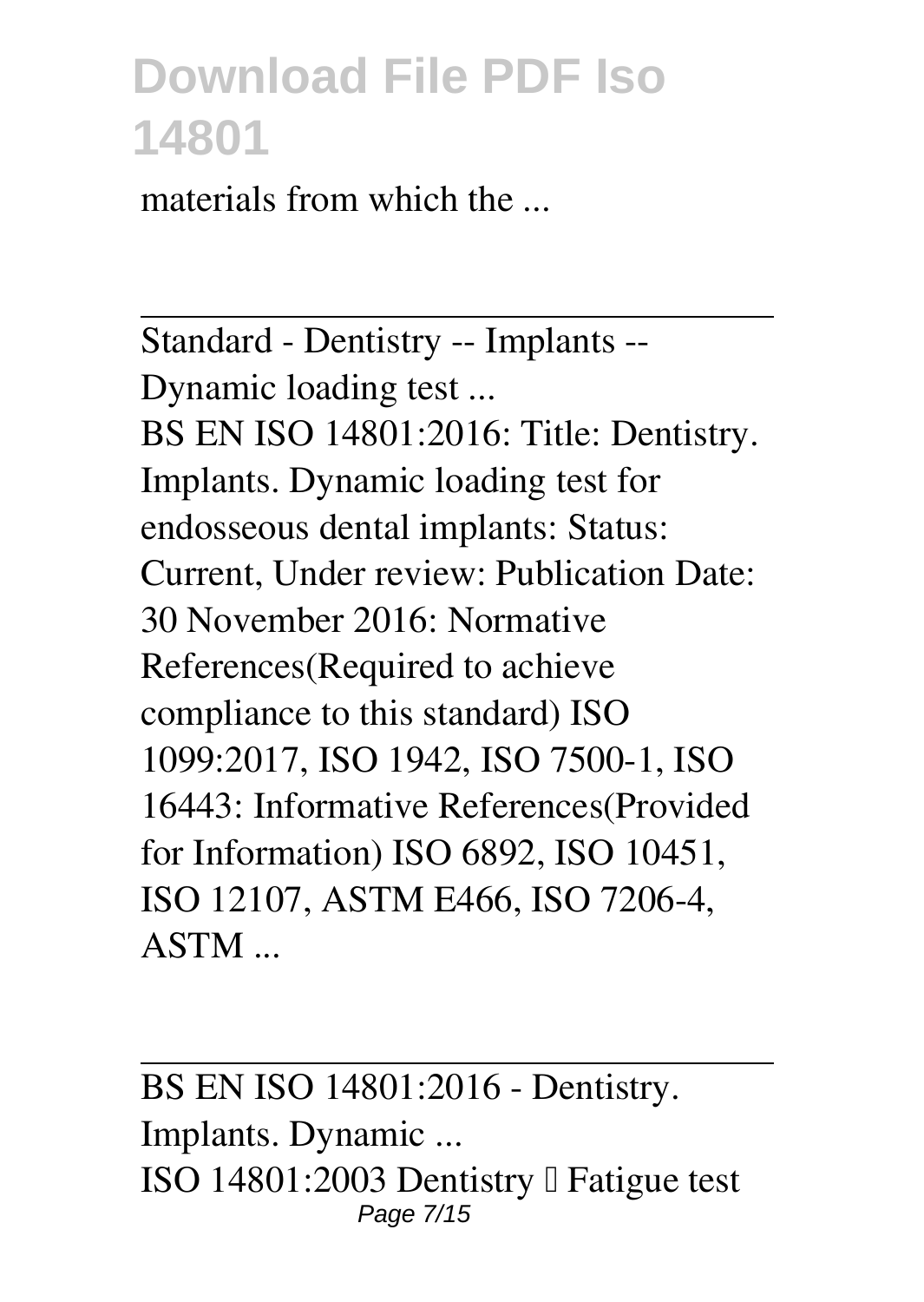materials from which the ...

---

Standard - Dentistry -- Implants -- Dynamic loading test ...

BS EN ISO 14801:2016: Title: Dentistry. Implants. Dynamic loading test for endosseous dental implants: Status: Current, Under review: Publication Date: 30 November 2016: Normative References(Required to achieve compliance to this standard) ISO 1099:2017, ISO 1942, ISO 7500-1, ISO 16443: Informative References(Provided for Information) ISO 6892, ISO 10451, ISO 12107, ASTM E466, ISO 7206-4, ASTM ...

---

BS EN ISO 14801:2016 - Dentistry. Implants. Dynamic ...

ISO 14801:2003 Dentistry  Fatigue test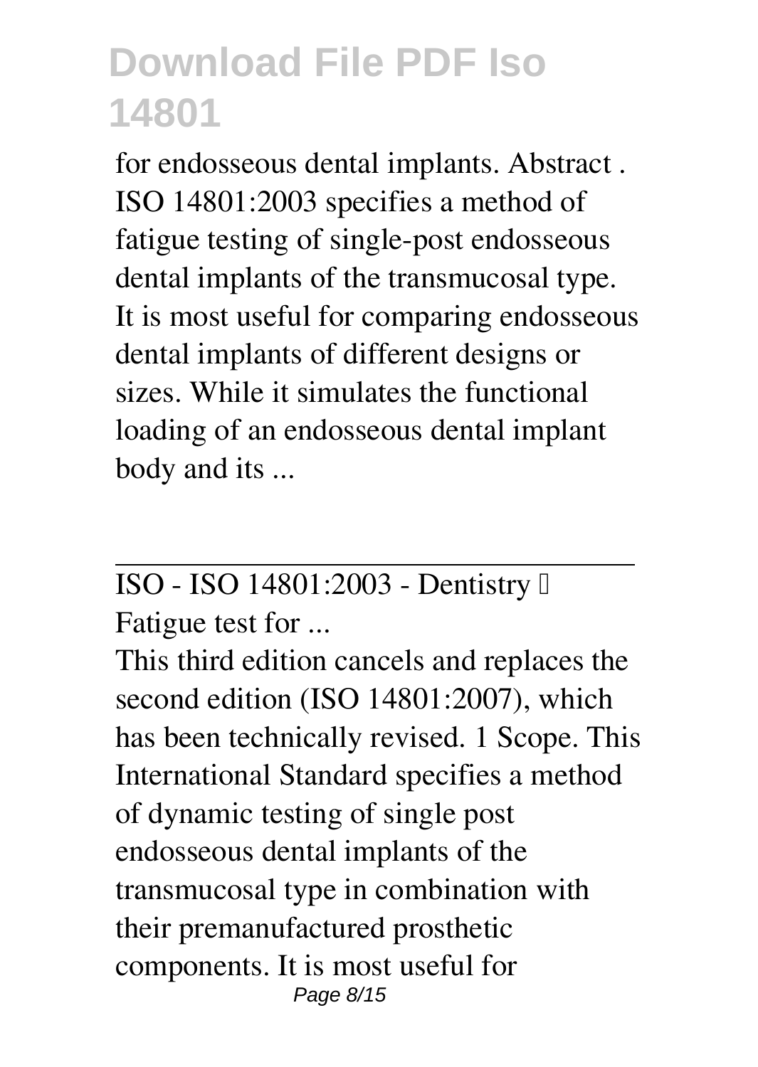# Download File PDF Iso 14801

for endosseous dental implants. Abstract . ISO 14801:2003 specifies a method of fatigue testing of single-post endosseous dental implants of the transmucosal type. It is most useful for comparing endosseous dental implants of different designs or sizes. While it simulates the functional loading of an endosseous dental implant body and its ...

ISO - ISO 14801:2003 - Dentistry — Fatigue test for ...

This third edition cancels and replaces the second edition (ISO 14801:2007), which has been technically revised. 1 Scope. This International Standard specifies a method of dynamic testing of single post endosseous dental implants of the transmucosal type in combination with their premanufactured prosthetic components. It is most useful for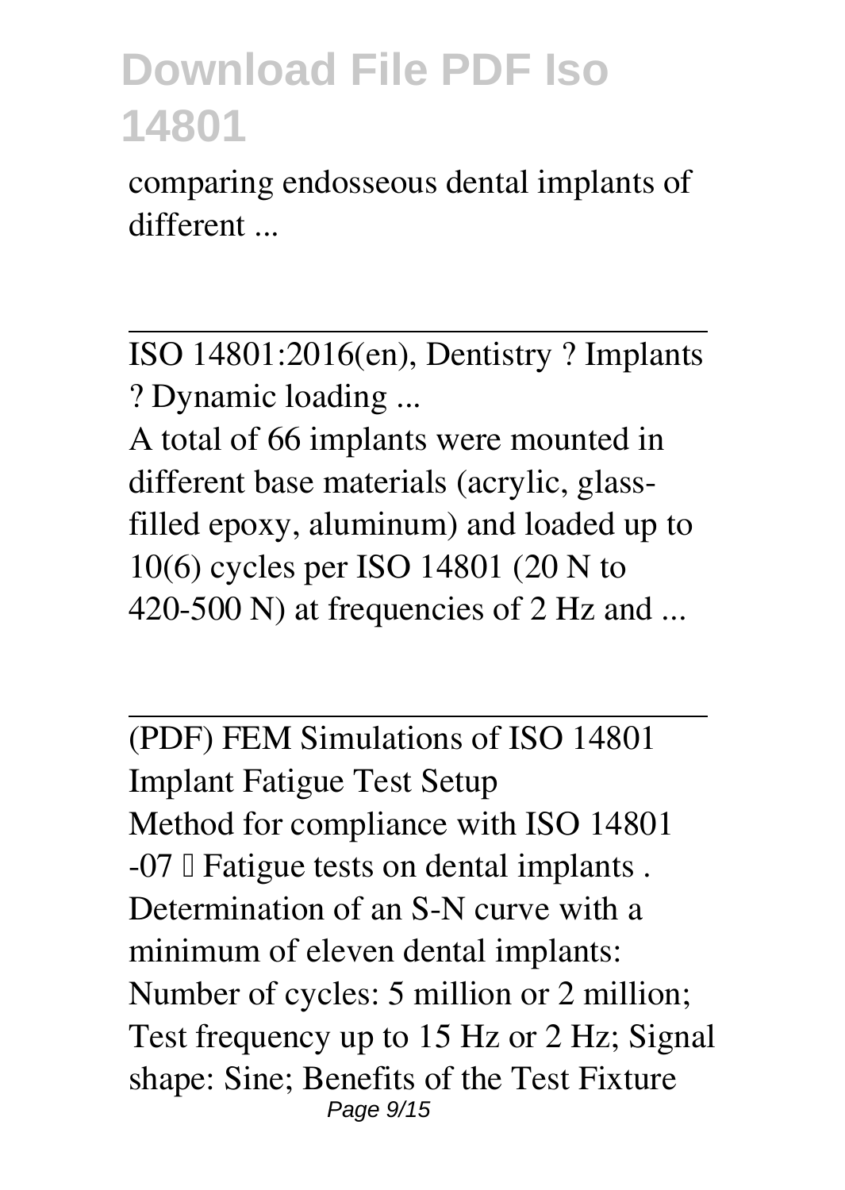comparing endosseous dental implants of different ...

ISO 14801:2016(en), Dentistry ? Implants ? Dynamic loading ...

A total of 66 implants were mounted in different base materials (acrylic, glass-filled epoxy, aluminum) and loaded up to 10(6) cycles per ISO 14801 (20 N to 420-500 N) at frequencies of 2 Hz and ...

(PDF) FEM Simulations of ISO 14801 Implant Fatigue Test Setup

Method for compliance with ISO 14801 -07 – Fatigue tests on dental implants . Determination of an S-N curve with a minimum of eleven dental implants: Number of cycles: 5 million or 2 million; Test frequency up to 15 Hz or 2 Hz; Signal shape: Sine; Benefits of the Test Fixture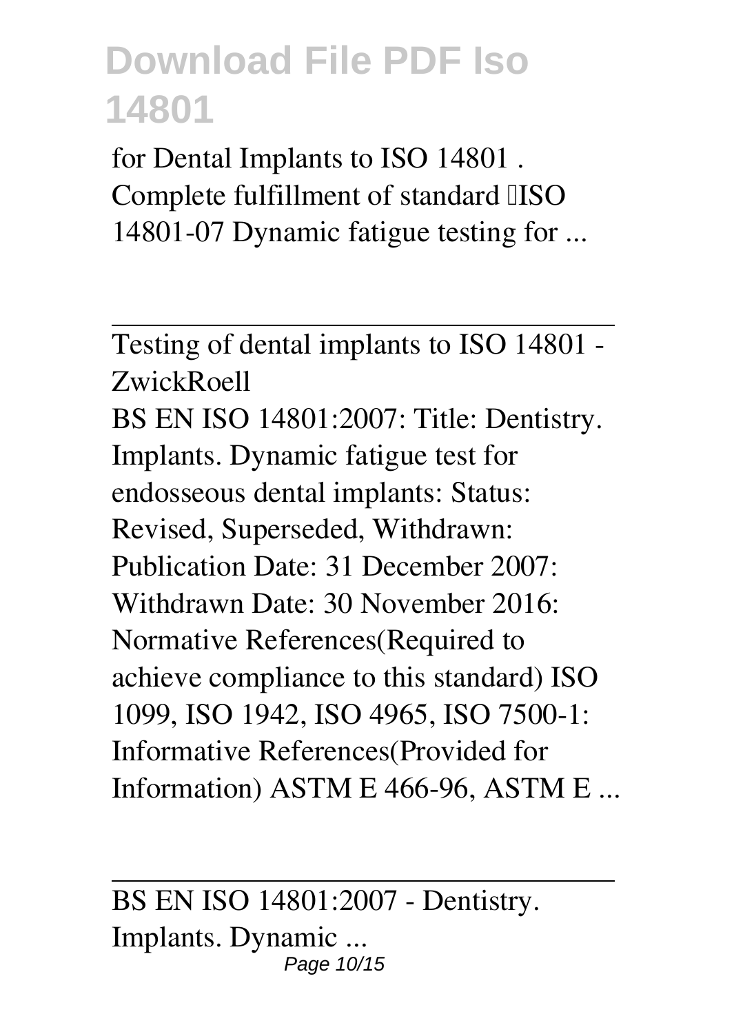for Dental Implants to ISO 14801 . Complete fulfillment of standard ISO 14801-07 Dynamic fatigue testing for ...

---

Testing of dental implants to ISO 14801 - ZwickRoell

BS EN ISO 14801:2007: Title: Dentistry. Implants. Dynamic fatigue test for endosseous dental implants: Status: Revised, Superseded, Withdrawn: Publication Date: 31 December 2007: Withdrawn Date: 30 November 2016: Normative References(Required to achieve compliance to this standard) ISO 1099, ISO 1942, ISO 4965, ISO 7500-1: Informative References(Provided for Information) ASTM E 466-96, ASTM E ...

---

BS EN ISO 14801:2007 - Dentistry. Implants. Dynamic ...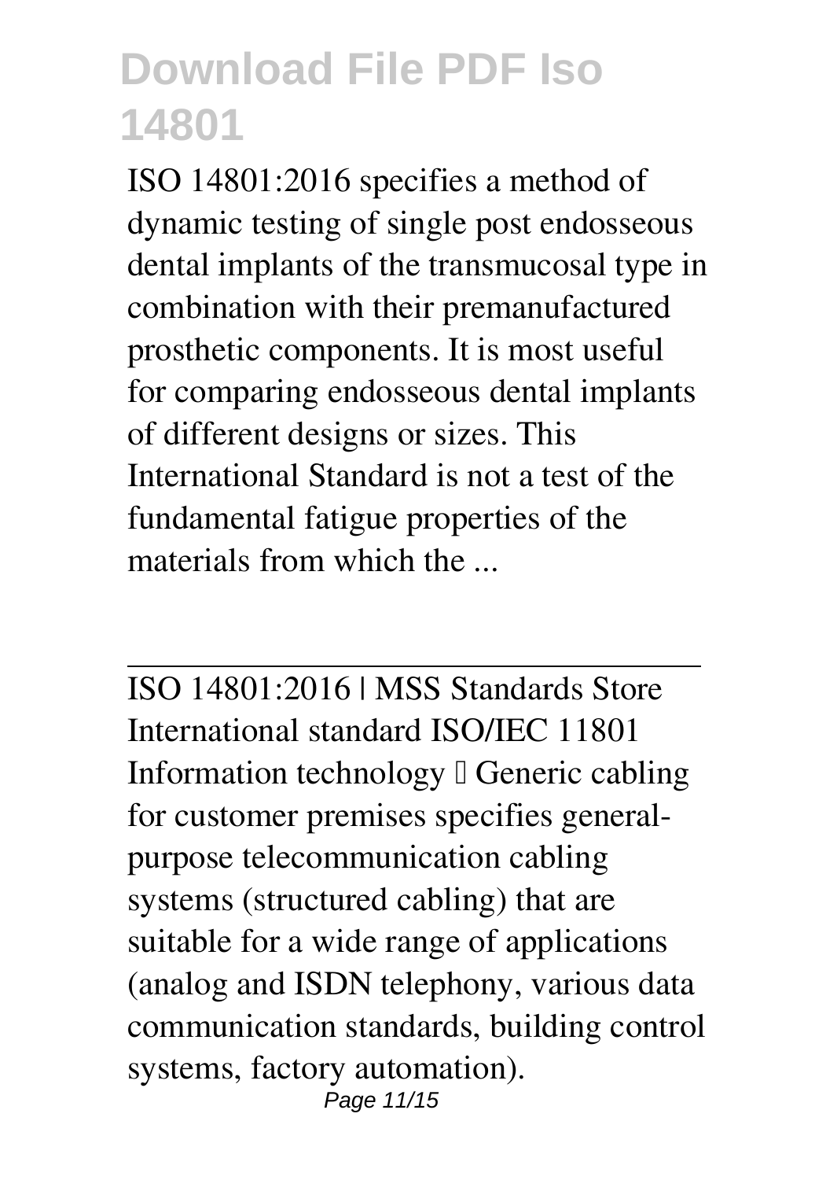# Download File PDF Iso 14801

ISO 14801:2016 specifies a method of dynamic testing of single post endosseous dental implants of the transmucosal type in combination with their premanufactured prosthetic components. It is most useful for comparing endosseous dental implants of different designs or sizes. This International Standard is not a test of the fundamental fatigue properties of the materials from which the ...

---

ISO 14801:2016 | MSS Standards Store

International standard ISO/IEC 11801 Information technology  Generic cabling for customer premises specifies general-purpose telecommunication cabling systems (structured cabling) that are suitable for a wide range of applications (analog and ISDN telephony, various data communication standards, building control systems, factory automation).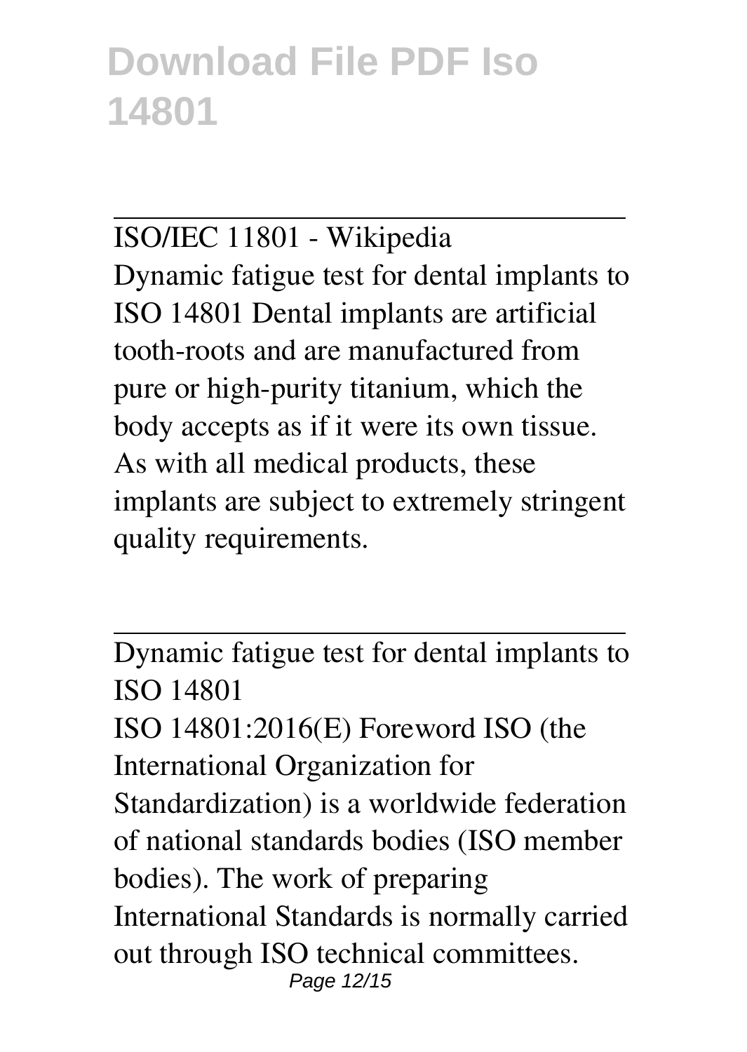ISO/IEC 11801 - Wikipedia

Dynamic fatigue test for dental implants to ISO 14801 Dental implants are artificial tooth-roots and are manufactured from pure or high-purity titanium, which the body accepts as if it were its own tissue. As with all medical products, these implants are subject to extremely stringent quality requirements.

---

Dynamic fatigue test for dental implants to ISO 14801

ISO 14801:2016(E) Foreword ISO (the International Organization for Standardization) is a worldwide federation of national standards bodies (ISO member bodies). The work of preparing International Standards is normally carried out through ISO technical committees.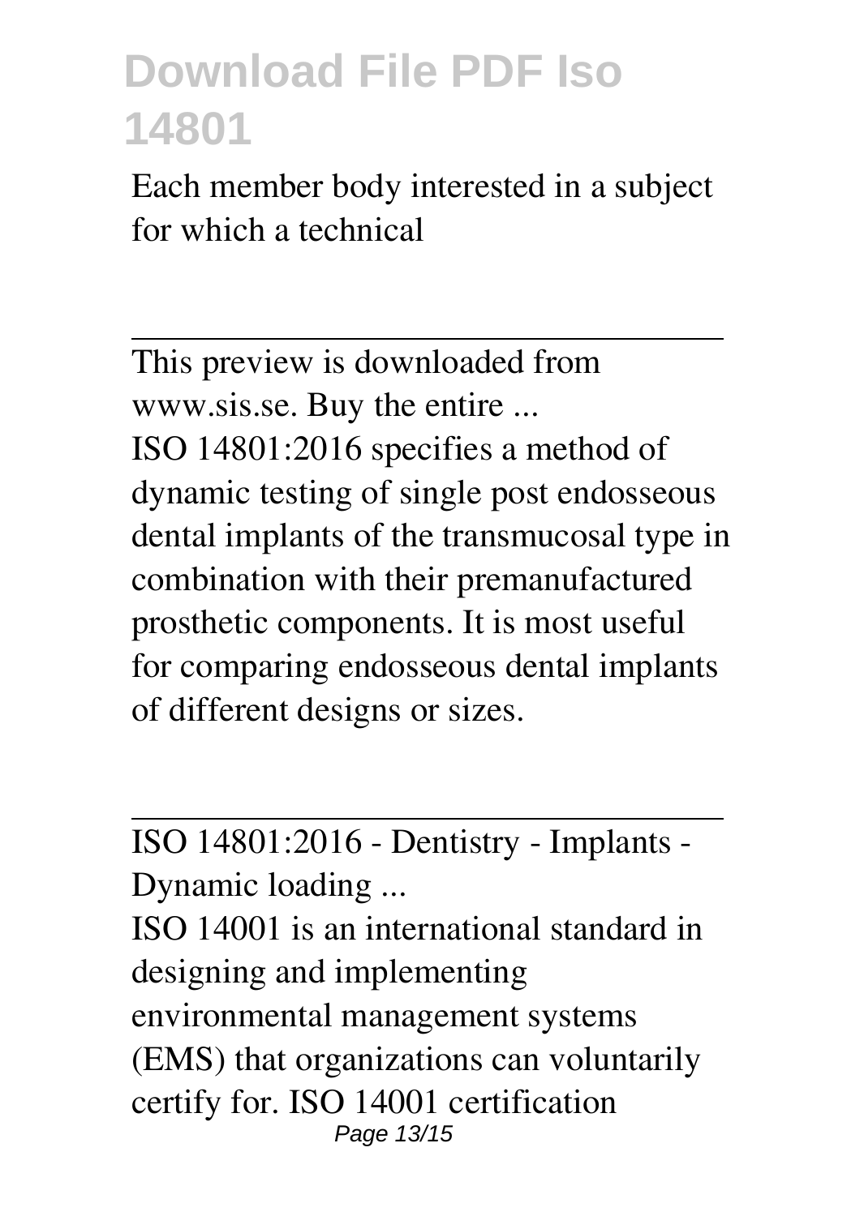Each member body interested in a subject for which a technical

---

This preview is downloaded from www.sis.se. Buy the entire ...

ISO 14801:2016 specifies a method of dynamic testing of single post endosseous dental implants of the transmucosal type in combination with their premanufactured prosthetic components. It is most useful for comparing endosseous dental implants of different designs or sizes.

---

ISO 14801:2016 - Dentistry - Implants - Dynamic loading ...

ISO 14001 is an international standard in designing and implementing environmental management systems (EMS) that organizations can voluntarily certify for. ISO 14001 certification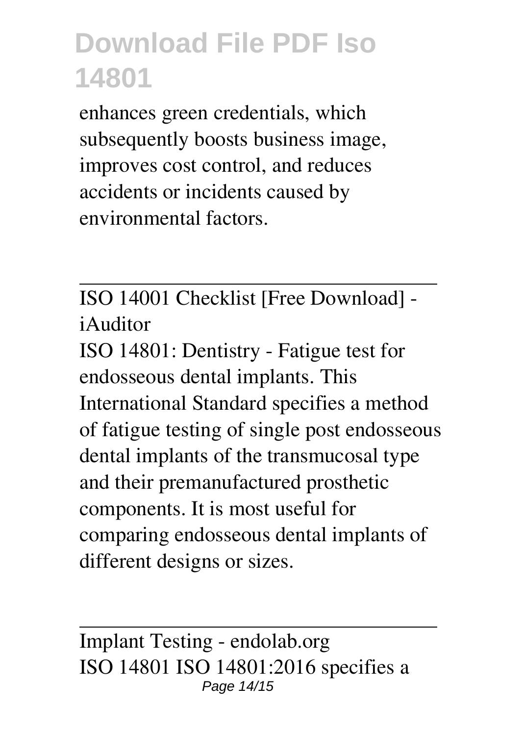enhances green credentials, which subsequently boosts business image, improves cost control, and reduces accidents or incidents caused by environmental factors.

---

ISO 14001 Checklist [Free Download] - iAuditor

ISO 14801: Dentistry - Fatigue test for endosseous dental implants. This International Standard specifies a method of fatigue testing of single post endosseous dental implants of the transmucosal type and their premanufactured prosthetic components. It is most useful for comparing endosseous dental implants of different designs or sizes.

---

Implant Testing - endolab.org

ISO 14801 ISO 14801:2016 specifies a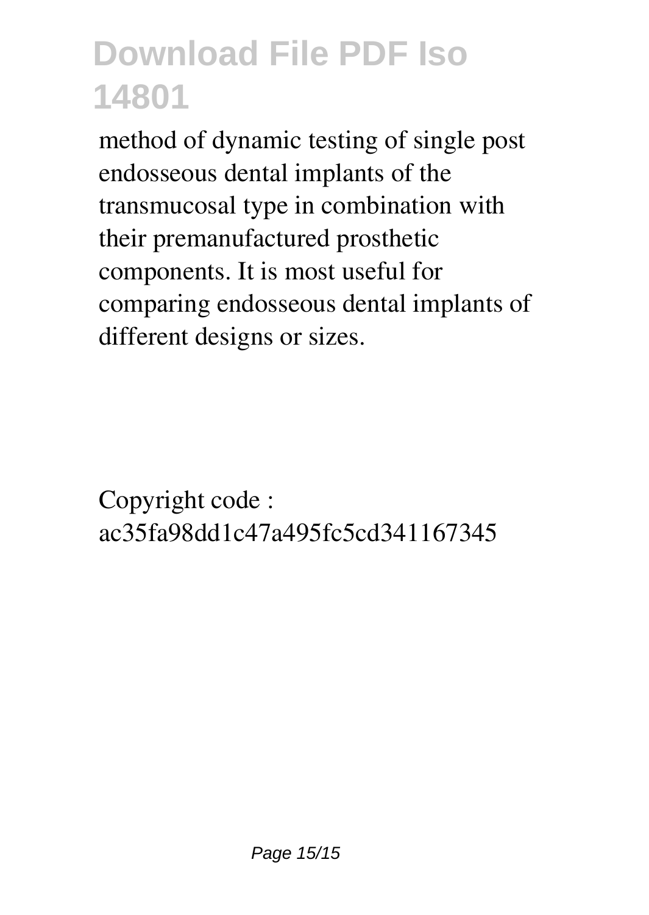method of dynamic testing of single post endosseous dental implants of the transmucosal type in combination with their premanufactured prosthetic components. It is most useful for comparing endosseous dental implants of different designs or sizes.

Copyright code : ac35fa98dd1c47a495fc5cd341167345